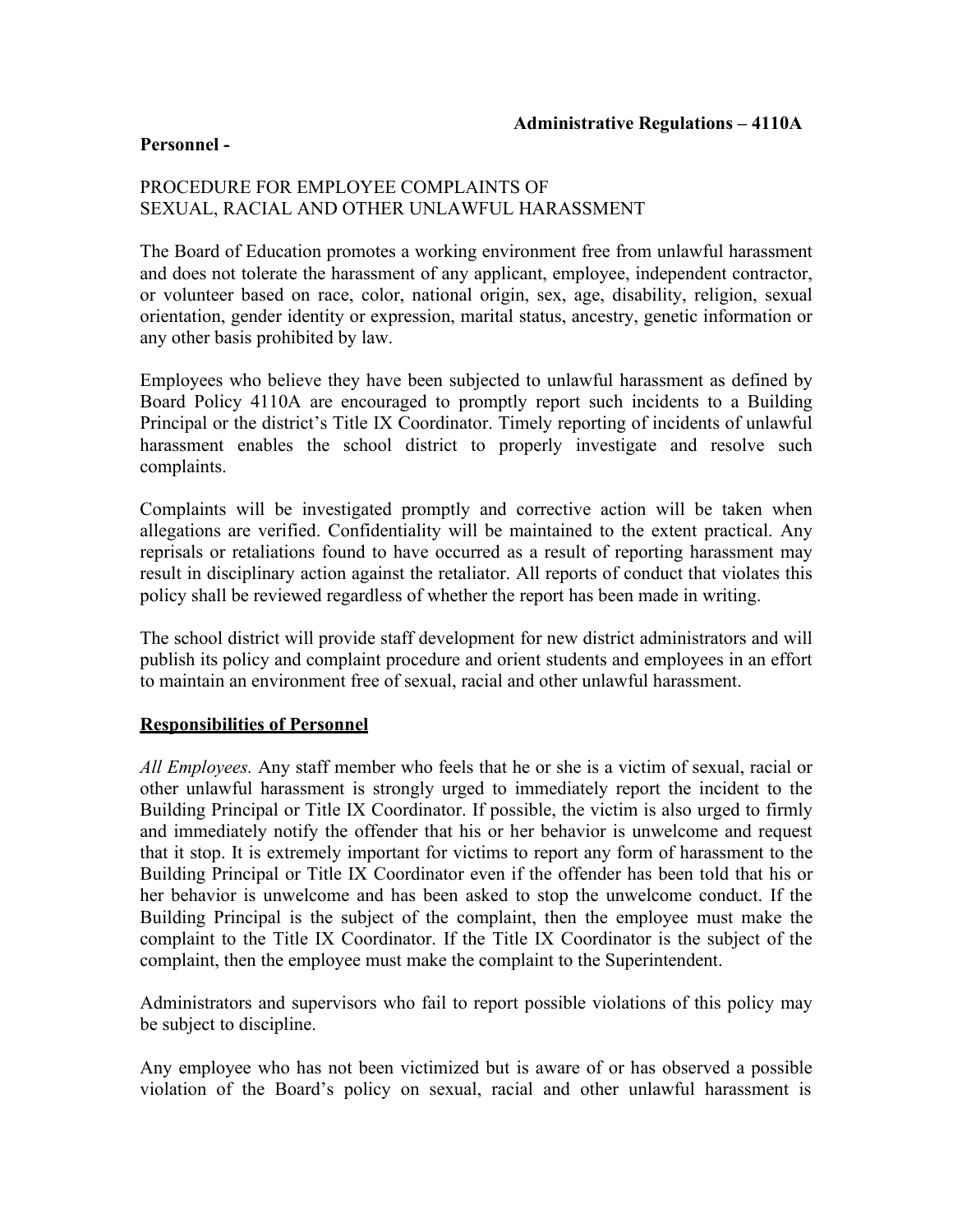**Administrative Regulations – 4110A**

**Personnel -**

PROCEDURE FOR EMPLOYEE COMPLAINTS OF
SEXUAL, RACIAL AND OTHER UNLAWFUL HARASSMENT

The Board of Education promotes a working environment free from unlawful harassment and does not tolerate the harassment of any applicant, employee, independent contractor, or volunteer based on race, color, national origin, sex, age, disability, religion, sexual orientation, gender identity or expression, marital status, ancestry, genetic information or any other basis prohibited by law.

Employees who believe they have been subjected to unlawful harassment as defined by Board Policy 4110A are encouraged to promptly report such incidents to a Building Principal or the district's Title IX Coordinator. Timely reporting of incidents of unlawful harassment enables the school district to properly investigate and resolve such complaints.

Complaints will be investigated promptly and corrective action will be taken when allegations are verified. Confidentiality will be maintained to the extent practical. Any reprisals or retaliations found to have occurred as a result of reporting harassment may result in disciplinary action against the retaliator. All reports of conduct that violates this policy shall be reviewed regardless of whether the report has been made in writing.

The school district will provide staff development for new district administrators and will publish its policy and complaint procedure and orient students and employees in an effort to maintain an environment free of sexual, racial and other unlawful harassment.

**Responsibilities of Personnel**

*All Employees.* Any staff member who feels that he or she is a victim of sexual, racial or other unlawful harassment is strongly urged to immediately report the incident to the Building Principal or Title IX Coordinator. If possible, the victim is also urged to firmly and immediately notify the offender that his or her behavior is unwelcome and request that it stop. It is extremely important for victims to report any form of harassment to the Building Principal or Title IX Coordinator even if the offender has been told that his or her behavior is unwelcome and has been asked to stop the unwelcome conduct. If the Building Principal is the subject of the complaint, then the employee must make the complaint to the Title IX Coordinator. If the Title IX Coordinator is the subject of the complaint, then the employee must make the complaint to the Superintendent.

Administrators and supervisors who fail to report possible violations of this policy may be subject to discipline.

Any employee who has not been victimized but is aware of or has observed a possible violation of the Board's policy on sexual, racial and other unlawful harassment is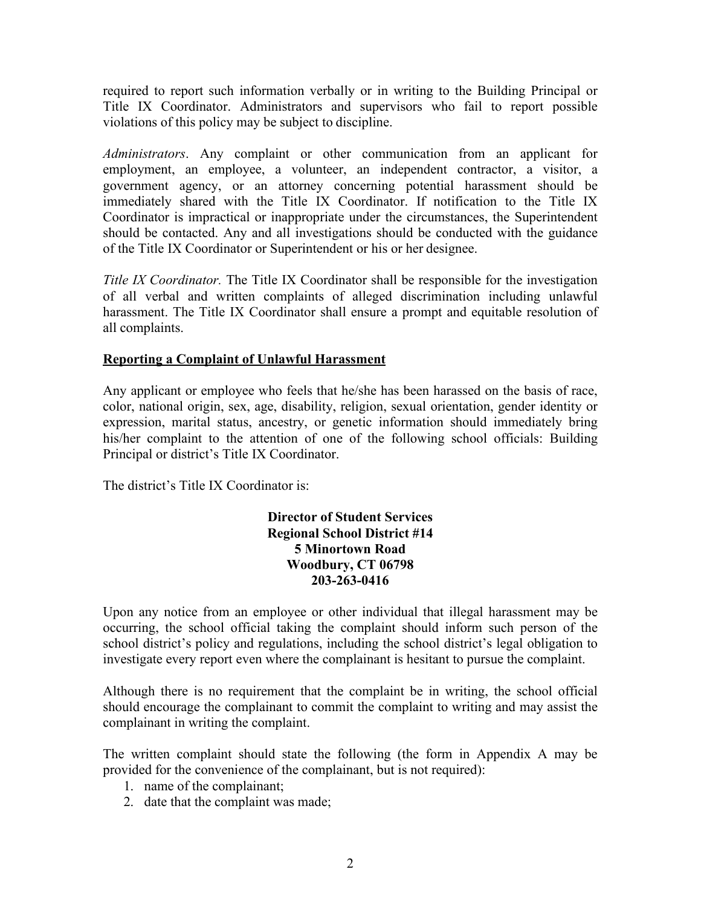required to report such information verbally or in writing to the Building Principal or Title IX Coordinator. Administrators and supervisors who fail to report possible violations of this policy may be subject to discipline.

*Administrators*. Any complaint or other communication from an applicant for employment, an employee, a volunteer, an independent contractor, a visitor, a government agency, or an attorney concerning potential harassment should be immediately shared with the Title IX Coordinator. If notification to the Title IX Coordinator is impractical or inappropriate under the circumstances, the Superintendent should be contacted. Any and all investigations should be conducted with the guidance of the Title IX Coordinator or Superintendent or his or her designee.

*Title IX Coordinator.* The Title IX Coordinator shall be responsible for the investigation of all verbal and written complaints of alleged discrimination including unlawful harassment. The Title IX Coordinator shall ensure a prompt and equitable resolution of all complaints.

**Reporting a Complaint of Unlawful Harassment**

Any applicant or employee who feels that he/she has been harassed on the basis of race, color, national origin, sex, age, disability, religion, sexual orientation, gender identity or expression, marital status, ancestry, or genetic information should immediately bring his/her complaint to the attention of one of the following school officials: Building Principal or district's Title IX Coordinator.

The district's Title IX Coordinator is:

**Director of Student Services**
**Regional School District #14**
**5 Minortown Road**
**Woodbury, CT 06798**
**203-263-0416**

Upon any notice from an employee or other individual that illegal harassment may be occurring, the school official taking the complaint should inform such person of the school district's policy and regulations, including the school district's legal obligation to investigate every report even where the complainant is hesitant to pursue the complaint.

Although there is no requirement that the complaint be in writing, the school official should encourage the complainant to commit the complaint to writing and may assist the complainant in writing the complaint.

The written complaint should state the following (the form in Appendix A may be provided for the convenience of the complainant, but is not required):

1. name of the complainant;
2. date that the complaint was made;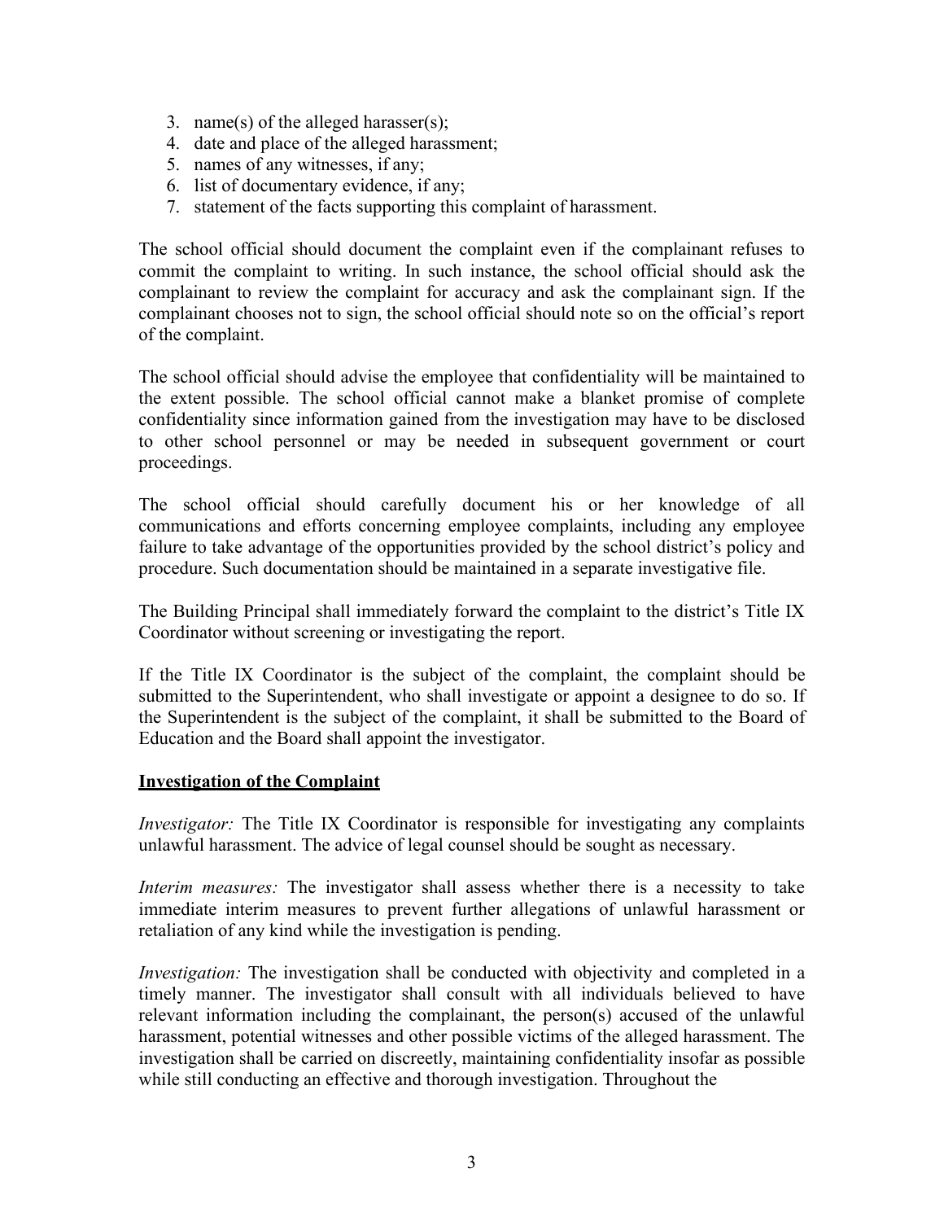3. name(s) of the alleged harasser(s);
4. date and place of the alleged harassment;
5. names of any witnesses, if any;
6. list of documentary evidence, if any;
7. statement of the facts supporting this complaint of harassment.

The school official should document the complaint even if the complainant refuses to commit the complaint to writing. In such instance, the school official should ask the complainant to review the complaint for accuracy and ask the complainant sign. If the complainant chooses not to sign, the school official should note so on the official's report of the complaint.

The school official should advise the employee that confidentiality will be maintained to the extent possible. The school official cannot make a blanket promise of complete confidentiality since information gained from the investigation may have to be disclosed to other school personnel or may be needed in subsequent government or court proceedings.

The school official should carefully document his or her knowledge of all communications and efforts concerning employee complaints, including any employee failure to take advantage of the opportunities provided by the school district's policy and procedure. Such documentation should be maintained in a separate investigative file.

The Building Principal shall immediately forward the complaint to the district's Title IX Coordinator without screening or investigating the report.

If the Title IX Coordinator is the subject of the complaint, the complaint should be submitted to the Superintendent, who shall investigate or appoint a designee to do so. If the Superintendent is the subject of the complaint, it shall be submitted to the Board of Education and the Board shall appoint the investigator.

**Investigation of the Complaint**

*Investigator:* The Title IX Coordinator is responsible for investigating any complaints unlawful harassment. The advice of legal counsel should be sought as necessary.

*Interim measures:* The investigator shall assess whether there is a necessity to take immediate interim measures to prevent further allegations of unlawful harassment or retaliation of any kind while the investigation is pending.

*Investigation:* The investigation shall be conducted with objectivity and completed in a timely manner. The investigator shall consult with all individuals believed to have relevant information including the complainant, the person(s) accused of the unlawful harassment, potential witnesses and other possible victims of the alleged harassment. The investigation shall be carried on discreetly, maintaining confidentiality insofar as possible while still conducting an effective and thorough investigation. Throughout the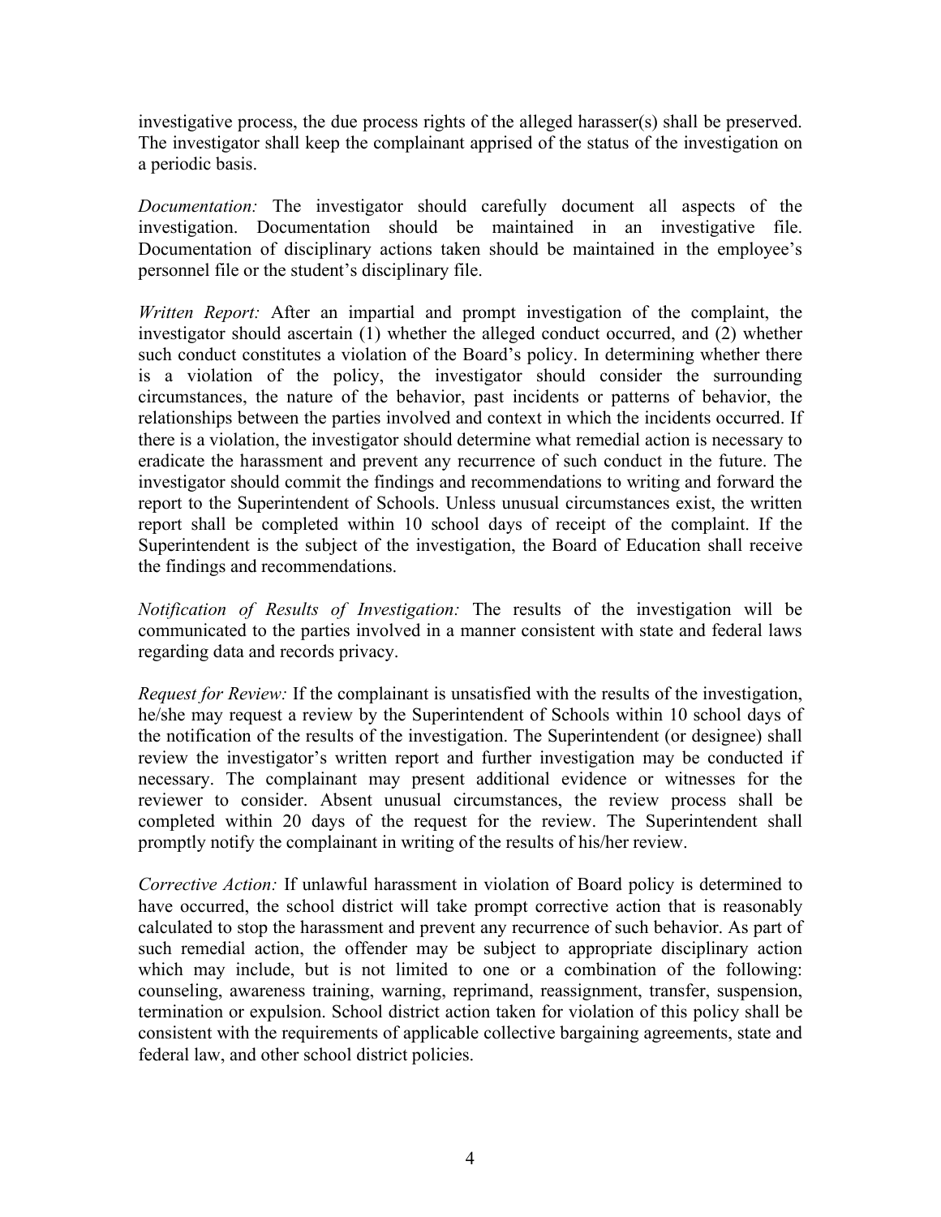investigative process, the due process rights of the alleged harasser(s) shall be preserved. The investigator shall keep the complainant apprised of the status of the investigation on a periodic basis.

*Documentation:* The investigator should carefully document all aspects of the investigation. Documentation should be maintained in an investigative file. Documentation of disciplinary actions taken should be maintained in the employee's personnel file or the student's disciplinary file.

*Written Report:* After an impartial and prompt investigation of the complaint, the investigator should ascertain (1) whether the alleged conduct occurred, and (2) whether such conduct constitutes a violation of the Board's policy. In determining whether there is a violation of the policy, the investigator should consider the surrounding circumstances, the nature of the behavior, past incidents or patterns of behavior, the relationships between the parties involved and context in which the incidents occurred. If there is a violation, the investigator should determine what remedial action is necessary to eradicate the harassment and prevent any recurrence of such conduct in the future. The investigator should commit the findings and recommendations to writing and forward the report to the Superintendent of Schools. Unless unusual circumstances exist, the written report shall be completed within 10 school days of receipt of the complaint. If the Superintendent is the subject of the investigation, the Board of Education shall receive the findings and recommendations.

*Notification of Results of Investigation:* The results of the investigation will be communicated to the parties involved in a manner consistent with state and federal laws regarding data and records privacy.

*Request for Review:* If the complainant is unsatisfied with the results of the investigation, he/she may request a review by the Superintendent of Schools within 10 school days of the notification of the results of the investigation. The Superintendent (or designee) shall review the investigator's written report and further investigation may be conducted if necessary. The complainant may present additional evidence or witnesses for the reviewer to consider. Absent unusual circumstances, the review process shall be completed within 20 days of the request for the review. The Superintendent shall promptly notify the complainant in writing of the results of his/her review.

*Corrective Action:* If unlawful harassment in violation of Board policy is determined to have occurred, the school district will take prompt corrective action that is reasonably calculated to stop the harassment and prevent any recurrence of such behavior. As part of such remedial action, the offender may be subject to appropriate disciplinary action which may include, but is not limited to one or a combination of the following: counseling, awareness training, warning, reprimand, reassignment, transfer, suspension, termination or expulsion. School district action taken for violation of this policy shall be consistent with the requirements of applicable collective bargaining agreements, state and federal law, and other school district policies.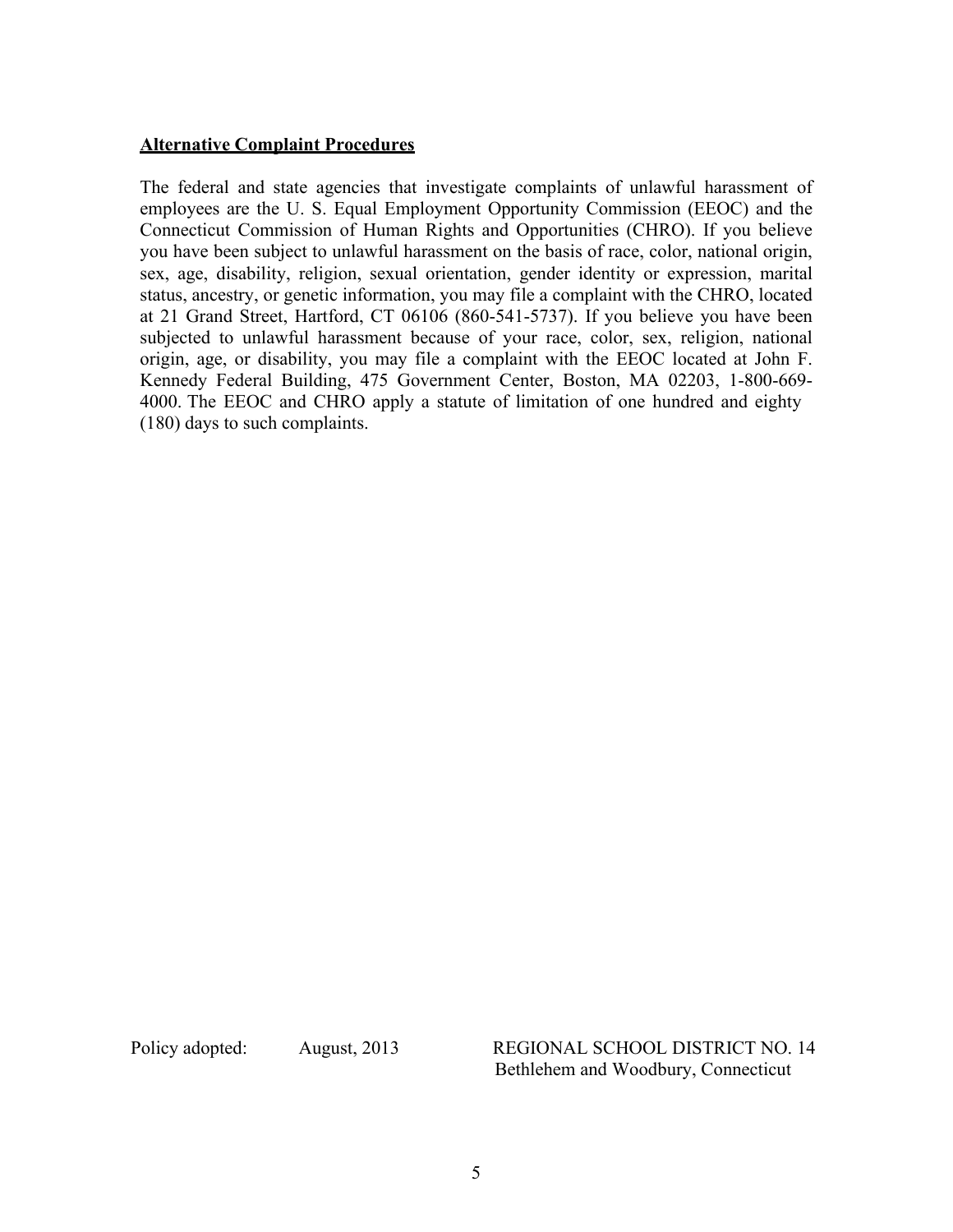**Alternative Complaint Procedures**

The federal and state agencies that investigate complaints of unlawful harassment of employees are the U. S. Equal Employment Opportunity Commission (EEOC) and the Connecticut Commission of Human Rights and Opportunities (CHRO). If you believe you have been subject to unlawful harassment on the basis of race, color, national origin, sex, age, disability, religion, sexual orientation, gender identity or expression, marital status, ancestry, or genetic information, you may file a complaint with the CHRO, located at 21 Grand Street, Hartford, CT 06106 (860-541-5737). If you believe you have been subjected to unlawful harassment because of your race, color, sex, religion, national origin, age, or disability, you may file a complaint with the EEOC located at John F. Kennedy Federal Building, 475 Government Center, Boston, MA 02203, 1-800-669-4000. The EEOC and CHRO apply a statute of limitation of one hundred and eighty (180) days to such complaints.

Policy adopted: August, 2013

REGIONAL SCHOOL DISTRICT NO. 14
Bethlehem and Woodbury, Connecticut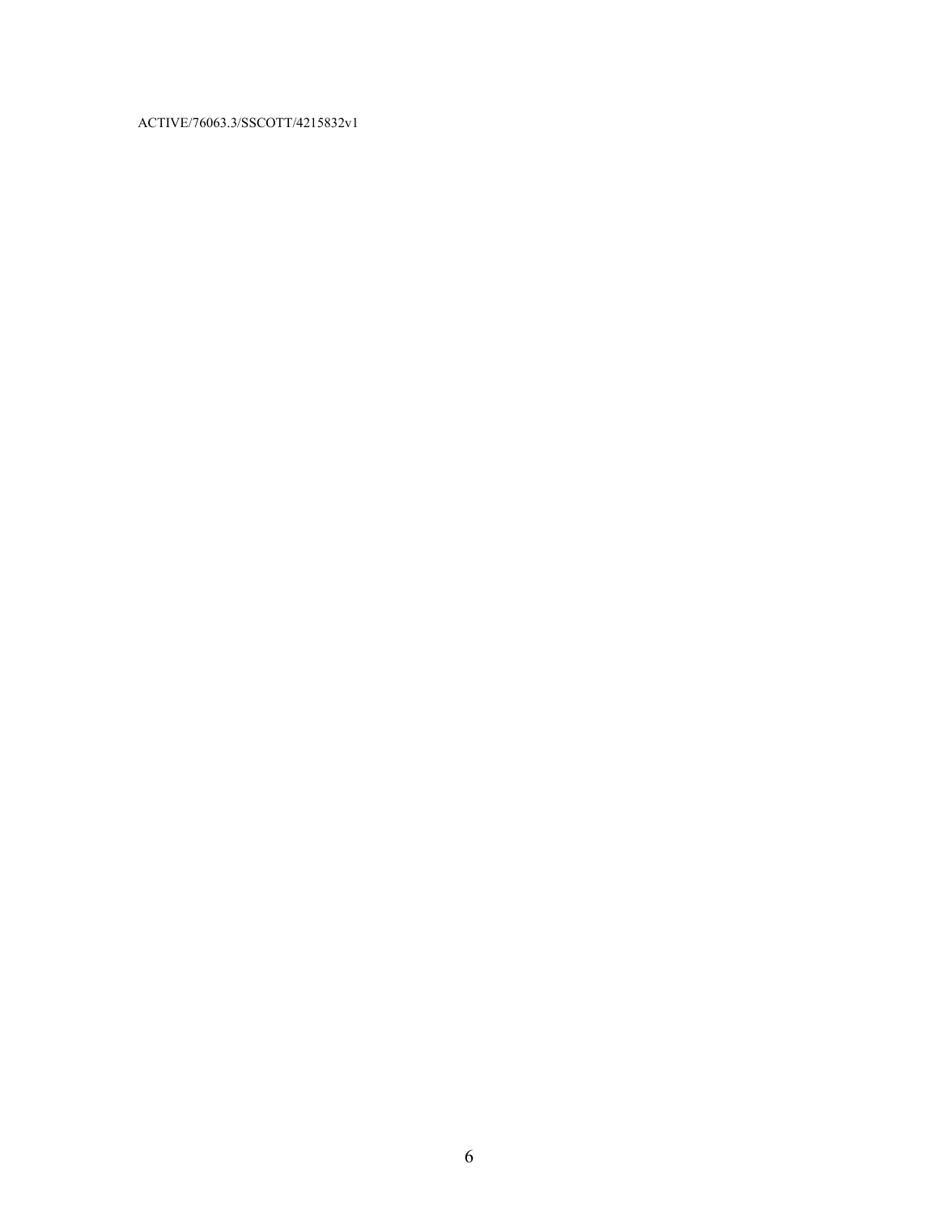ACTIVE/76063.3/SSCOTT/4215832v1